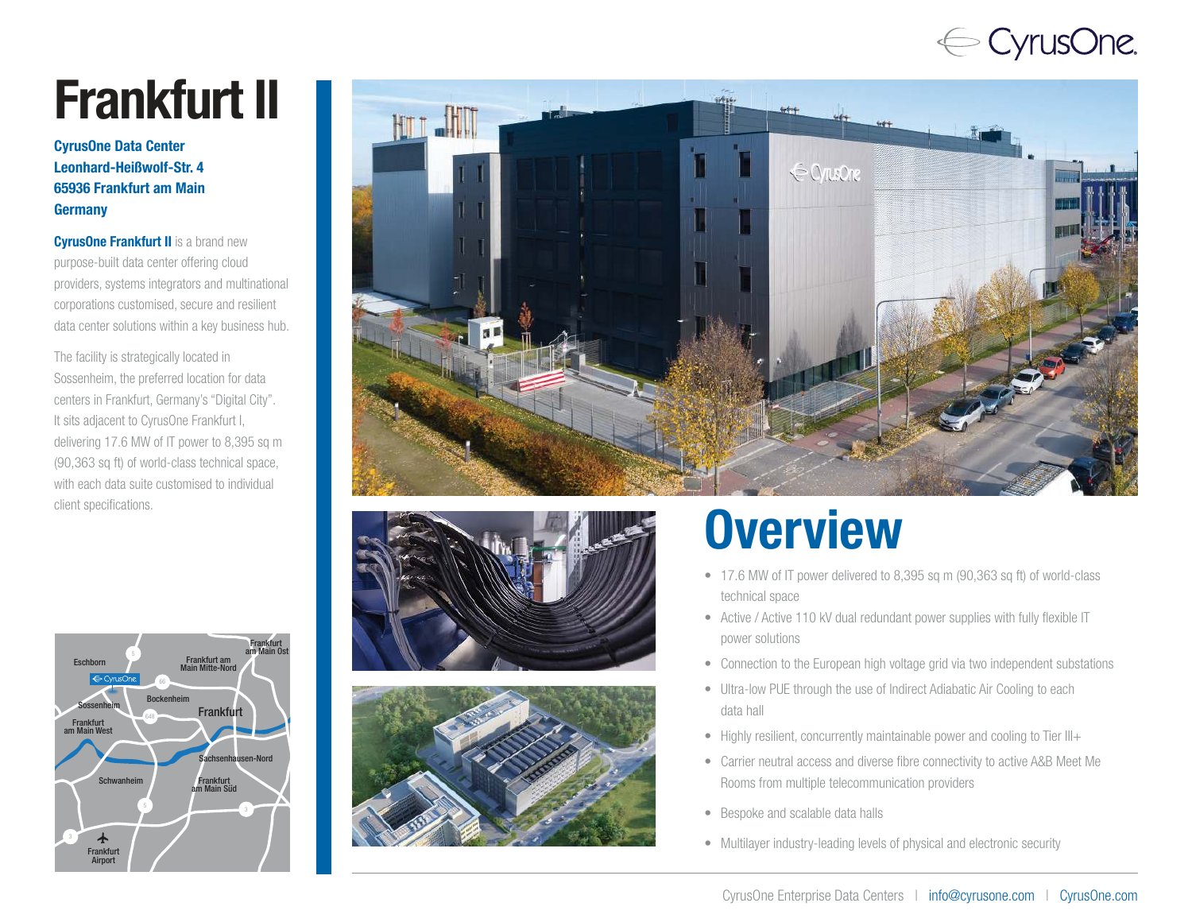# Frankfurt II

**CyrusOne Data Center**
**Leonhard-Heißwolf-Str. 4**
**65936 Frankfurt am Main**
**Germany**

**CyrusOne Frankfurt II** is a brand new purpose-built data center offering cloud providers, systems integrators and multinational corporations customised, secure and resilient data center solutions within a key business hub.

The facility is strategically located in Sossenheim, the preferred location for data centers in Frankfurt, Germany's "Digital City". It sits adjacent to CyrusOne Frankfurt I, delivering 17.6 MW of IT power to 8,395 sq m (90,363 sq ft) of world-class technical space, with each data suite customised to individual client specifications.

## Overview

- 17.6 MW of IT power delivered to 8,395 sq m (90,363 sq ft) of world-class technical space
- Active / Active 110 kV dual redundant power supplies with fully flexible IT power solutions
- Connection to the European high voltage grid via two independent substations
- Ultra-low PUE through the use of Indirect Adiabatic Air Cooling to each data hall
- Highly resilient, concurrently maintainable power and cooling to Tier III+
- Carrier neutral access and diverse fibre connectivity to active A&B Meet Me Rooms from multiple telecommunication providers
- Bespoke and scalable data halls
- Multilayer industry-leading levels of physical and electronic security

CyrusOne Enterprise Data Centers | info@cyrusone.com | CyrusOne.com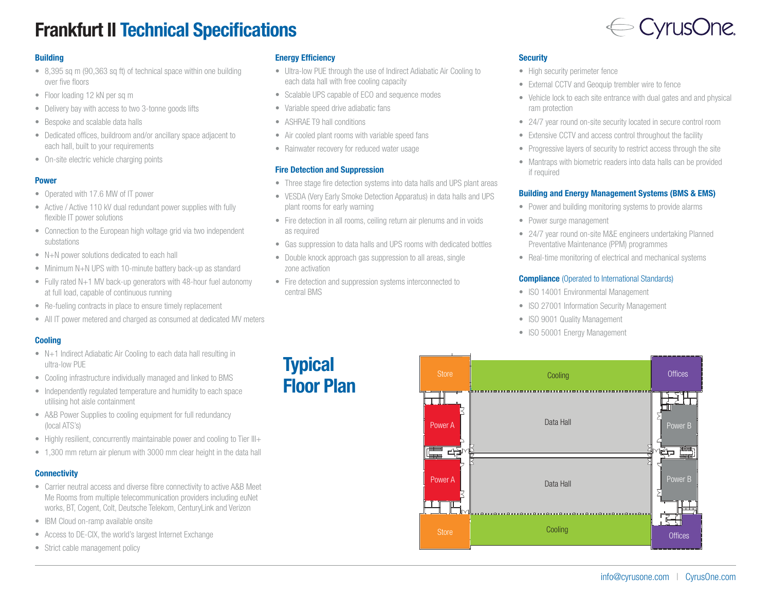# Frankfurt II Technical Specifications

## Building

- 8,395 sq m (90,363 sq ft) of technical space within one building over five floors
- Floor loading 12 kN per sq m
- Delivery bay with access to two 3-tonne goods lifts
- Bespoke and scalable data halls
- Dedicated offices, buildroom and/or ancillary space adjacent to each hall, built to your requirements
- On-site electric vehicle charging points

## Power

- Operated with 17.6 MW of IT power
- Active / Active 110 kV dual redundant power supplies with fully flexible IT power solutions
- Connection to the European high voltage grid via two independent substations
- N+N power solutions dedicated to each hall
- Minimum N+N UPS with 10-minute battery back-up as standard
- Fully rated N+1 MV back-up generators with 48-hour fuel autonomy at full load, capable of continuous running
- Re-fueling contracts in place to ensure timely replacement
- All IT power metered and charged as consumed at dedicated MV meters

## Cooling

- N+1 Indirect Adiabatic Air Cooling to each data hall resulting in ultra-low PUE
- Cooling infrastructure individually managed and linked to BMS
- Independently regulated temperature and humidity to each space utilising hot aisle containment
- A&B Power Supplies to cooling equipment for full redundancy (local ATS's)
- Highly resilient, concurrently maintainable power and cooling to Tier III+
- 1,300 mm return air plenum with 3000 mm clear height in the data hall

## Connectivity

- Carrier neutral access and diverse fibre connectivity to active A&B Meet Me Rooms from multiple telecommunication providers including euNet works, BT, Cogent, Colt, Deutsche Telekom, CenturyLink and Verizon
- IBM Cloud on-ramp available onsite
- Access to DE-CIX, the world's largest Internet Exchange
- Strict cable management policy

## Energy Efficiency

- Ultra-low PUE through the use of Indirect Adiabatic Air Cooling to each data hall with free cooling capacity
- Scalable UPS capable of ECO and sequence modes
- Variable speed drive adiabatic fans
- ASHRAE T9 hall conditions
- Air cooled plant rooms with variable speed fans
- Rainwater recovery for reduced water usage

## Fire Detection and Suppression

- Three stage fire detection systems into data halls and UPS plant areas
- VESDA (Very Early Smoke Detection Apparatus) in data halls and UPS plant rooms for early warning
- Fire detection in all rooms, ceiling return air plenums and in voids as required
- Gas suppression to data halls and UPS rooms with dedicated bottles
- Double knock approach gas suppression to all areas, single zone activation
- Fire detection and suppression systems interconnected to central BMS

## Security

- High security perimeter fence
- External CCTV and Geoquip trembler wire to fence
- Vehicle lock to each site entrance with dual gates and and physical ram protection
- 24/7 year round on-site security located in secure control room
- Extensive CCTV and access control throughout the facility
- Progressive layers of security to restrict access through the site
- Mantraps with biometric readers into data halls can be provided if required

## Building and Energy Management Systems (BMS & EMS)

- Power and building monitoring systems to provide alarms
- Power surge management
- 24/7 year round on-site M&E engineers undertaking Planned Preventative Maintenance (PPM) programmes
- Real-time monitoring of electrical and mechanical systems

## Compliance (Operated to International Standards)

- ISO 14001 Environmental Management
- ISO 27001 Information Security Management
- ISO 9001 Quality Management
- ISO 50001 Energy Management

## Typical Floor Plan

Store
Cooling
Offices
Power A
Data Hall
Power B
Power A
Data Hall
Power B
Store
Cooling
Offices

info@cyrusone.com | CyrusOne.com